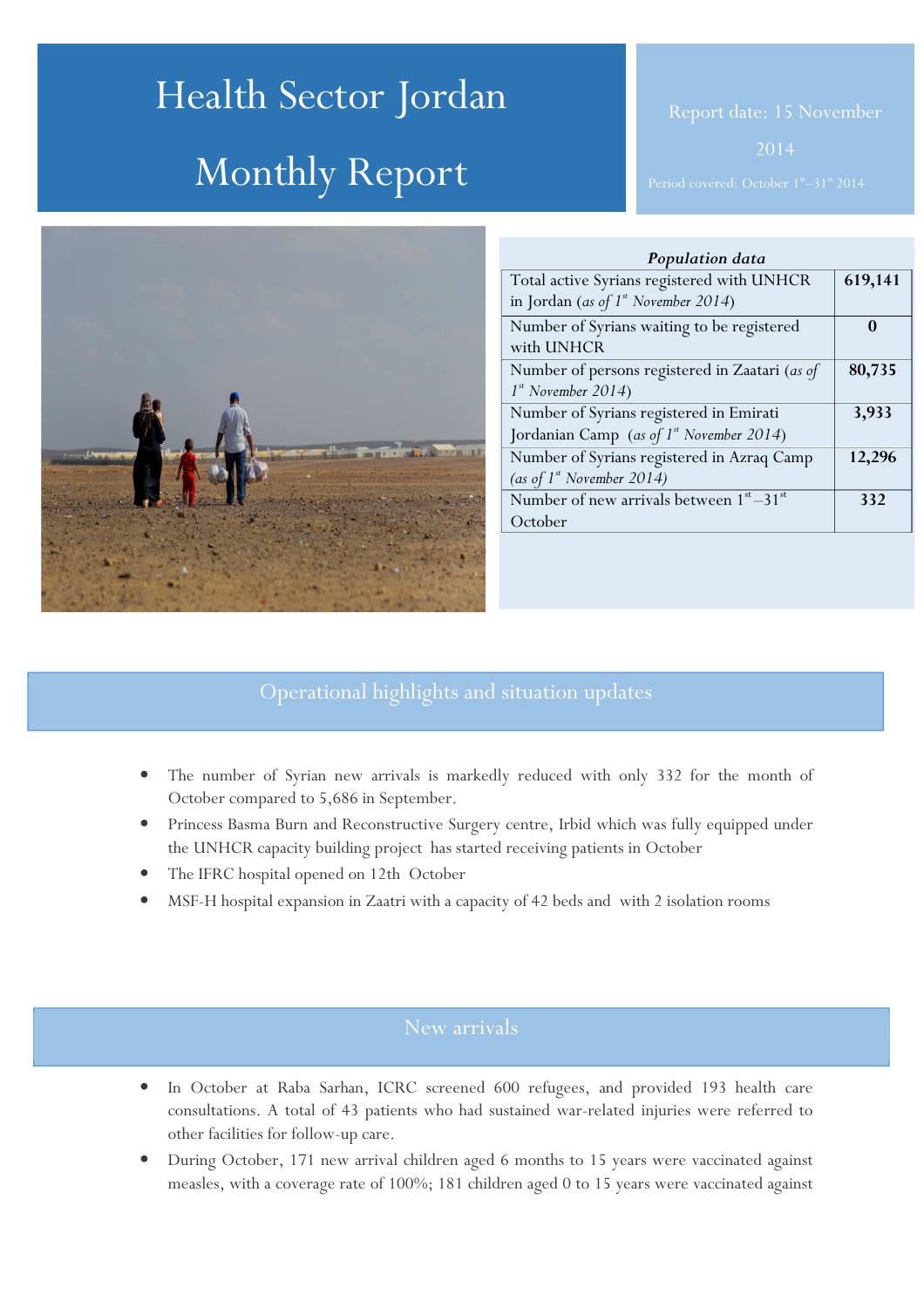# Health Sector Jordan Monthly Report

Report date: 15 November 2014

Period covered: October 1st–31st 2014

| *Population data* | |
|---|---|
| Total active Syrians registered with UNHCR in Jordan (*as of 1st November 2014*) | **619,141** |
| Number of Syrians waiting to be registered with UNHCR | **0** |
| Number of persons registered in Zaatari (*as of 1st November 2014*) | **80,735** |
| Number of Syrians registered in Emirati Jordanian Camp (*as of 1st November 2014*) | **3,933** |
| Number of Syrians registered in Azraq Camp (*as of 1st November 2014*) | **12,296** |
| Number of new arrivals between 1st–31st October | **332** |

## Operational highlights and situation updates

- The number of Syrian new arrivals is markedly reduced with only 332 for the month of October compared to 5,686 in September.
- Princess Basma Burn and Reconstructive Surgery centre, Irbid which was fully equipped under the UNHCR capacity building project has started receiving patients in October
- The IFRC hospital opened on 12th October
- MSF-H hospital expansion in Zaatri with a capacity of 42 beds and with 2 isolation rooms

## New arrivals

- In October at Raba Sarhan, ICRC screened 600 refugees, and provided 193 health care consultations. A total of 43 patients who had sustained war-related injuries were referred to other facilities for follow-up care.
- During October, 171 new arrival children aged 6 months to 15 years were vaccinated against measles, with a coverage rate of 100%; 181 children aged 0 to 15 years were vaccinated against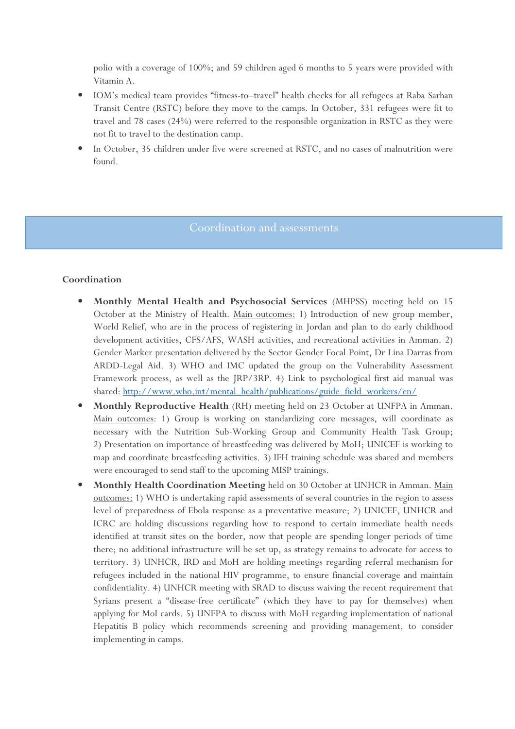polio with a coverage of 100%; and 59 children aged 6 months to 5 years were provided with Vitamin A.

- IOM's medical team provides "fitness-to–travel" health checks for all refugees at Raba Sarhan Transit Centre (RSTC) before they move to the camps. In October, 331 refugees were fit to travel and 78 cases (24%) were referred to the responsible organization in RSTC as they were not fit to travel to the destination camp.
- In October, 35 children under five were screened at RSTC, and no cases of malnutrition were found.

## Coordination and assessments

### Coordination

- **Monthly Mental Health and Psychosocial Services** (MHPSS) meeting held on 15 October at the Ministry of Health. Main outcomes: 1) Introduction of new group member, World Relief, who are in the process of registering in Jordan and plan to do early childhood development activities, CFS/AFS, WASH activities, and recreational activities in Amman. 2) Gender Marker presentation delivered by the Sector Gender Focal Point, Dr Lina Darras from ARDD-Legal Aid. 3) WHO and IMC updated the group on the Vulnerability Assessment Framework process, as well as the JRP/3RP. 4) Link to psychological first aid manual was shared: [http://www.who.int/mental_health/publications/guide_field_workers/en/](http://www.who.int/mental_health/publications/guide_field_workers/en/)
- **Monthly Reproductive Health** (RH) meeting held on 23 October at UNFPA in Amman. Main outcomes: 1) Group is working on standardizing core messages, will coordinate as necessary with the Nutrition Sub-Working Group and Community Health Task Group; 2) Presentation on importance of breastfeeding was delivered by MoH; UNICEF is working to map and coordinate breastfeeding activities. 3) IFH training schedule was shared and members were encouraged to send staff to the upcoming MISP trainings.
- **Monthly Health Coordination Meeting** held on 30 October at UNHCR in Amman. Main outcomes: 1) WHO is undertaking rapid assessments of several countries in the region to assess level of preparedness of Ebola response as a preventative measure; 2) UNICEF, UNHCR and ICRC are holding discussions regarding how to respond to certain immediate health needs identified at transit sites on the border, now that people are spending longer periods of time there; no additional infrastructure will be set up, as strategy remains to advocate for access to territory. 3) UNHCR, IRD and MoH are holding meetings regarding referral mechanism for refugees included in the national HIV programme, to ensure financial coverage and maintain confidentiality. 4) UNHCR meeting with SRAD to discuss waiving the recent requirement that Syrians present a "disease-free certificate" (which they have to pay for themselves) when applying for MoI cards. 5) UNFPA to discuss with MoH regarding implementation of national Hepatitis B policy which recommends screening and providing management, to consider implementing in camps.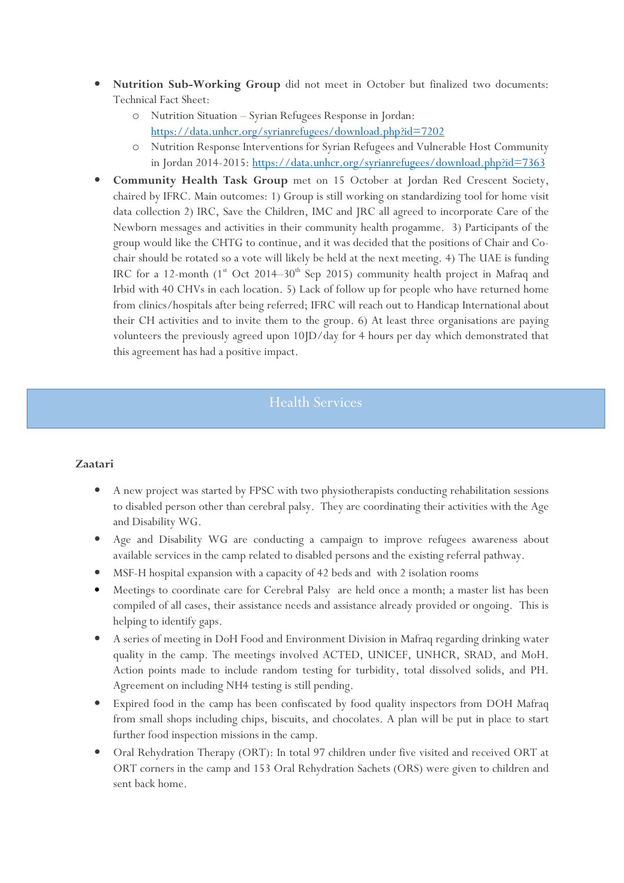- **Nutrition Sub-Working Group** did not meet in October but finalized two documents: Technical Fact Sheet:
  - Nutrition Situation – Syrian Refugees Response in Jordan: https://data.unhcr.org/syrianrefugees/download.php?id=7202
  - Nutrition Response Interventions for Syrian Refugees and Vulnerable Host Community in Jordan 2014-2015: https://data.unhcr.org/syrianrefugees/download.php?id=7363
- **Community Health Task Group** met on 15 October at Jordan Red Crescent Society, chaired by IFRC. Main outcomes: 1) Group is still working on standardizing tool for home visit data collection 2) IRC, Save the Children, IMC and JRC all agreed to incorporate Care of the Newborn messages and activities in their community health progamme. 3) Participants of the group would like the CHTG to continue, and it was decided that the positions of Chair and Co-chair should be rotated so a vote will likely be held at the next meeting. 4) The UAE is funding IRC for a 12-month (1st Oct 2014–30th Sep 2015) community health project in Mafraq and Irbid with 40 CHVs in each location. 5) Lack of follow up for people who have returned home from clinics/hospitals after being referred; IFRC will reach out to Handicap International about their CH activities and to invite them to the group. 6) At least three organisations are paying volunteers the previously agreed upon 10JD/day for 4 hours per day which demonstrated that this agreement has had a positive impact.

## Health Services

**Zaatari**

- A new project was started by FPSC with two physiotherapists conducting rehabilitation sessions to disabled person other than cerebral palsy. They are coordinating their activities with the Age and Disability WG.
- Age and Disability WG are conducting a campaign to improve refugees awareness about available services in the camp related to disabled persons and the existing referral pathway.
- MSF-H hospital expansion with a capacity of 42 beds and with 2 isolation rooms
- Meetings to coordinate care for Cerebral Palsy are held once a month; a master list has been compiled of all cases, their assistance needs and assistance already provided or ongoing. This is helping to identify gaps.
- A series of meeting in DoH Food and Environment Division in Mafraq regarding drinking water quality in the camp. The meetings involved ACTED, UNICEF, UNHCR, SRAD, and MoH. Action points made to include random testing for turbidity, total dissolved solids, and PH. Agreement on including NH4 testing is still pending.
- Expired food in the camp has been confiscated by food quality inspectors from DOH Mafraq from small shops including chips, biscuits, and chocolates. A plan will be put in place to start further food inspection missions in the camp.
- Oral Rehydration Therapy (ORT): In total 97 children under five visited and received ORT at ORT corners in the camp and 153 Oral Rehydration Sachets (ORS) were given to children and sent back home.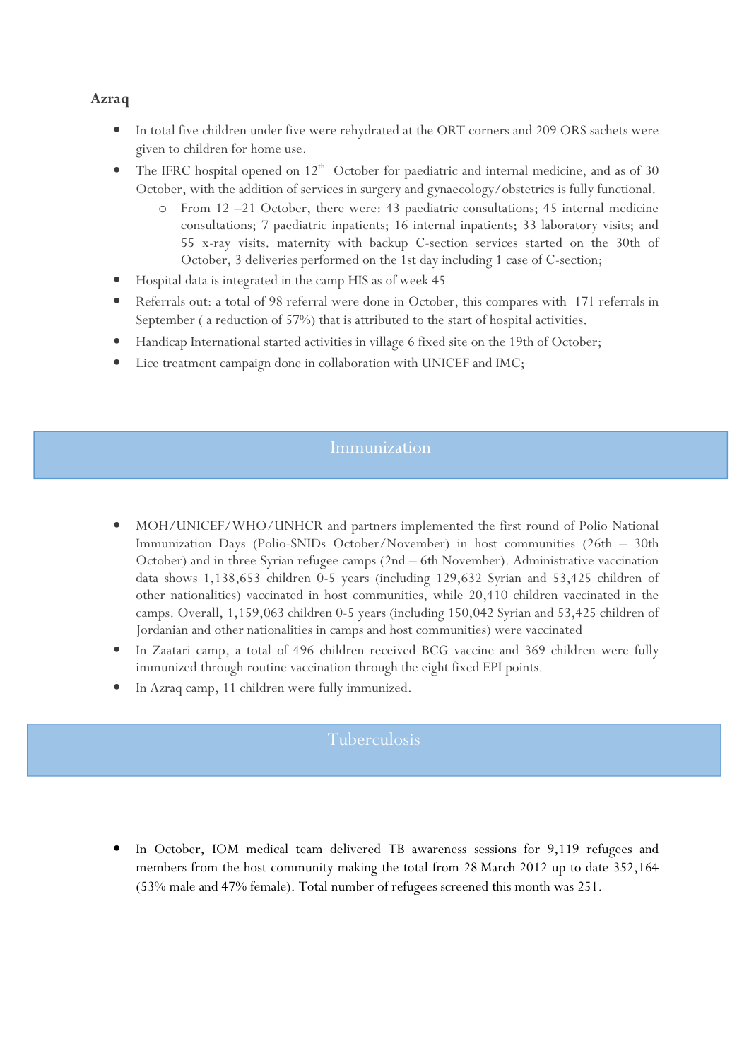**Azraq**

- In total five children under five were rehydrated at the ORT corners and 209 ORS sachets were given to children for home use.
- The IFRC hospital opened on 12th October for paediatric and internal medicine, and as of 30 October, with the addition of services in surgery and gynaecology/obstetrics is fully functional.
  - From 12 –21 October, there were: 43 paediatric consultations; 45 internal medicine consultations; 7 paediatric inpatients; 16 internal inpatients; 33 laboratory visits; and 55 x-ray visits. maternity with backup C-section services started on the 30th of October, 3 deliveries performed on the 1st day including 1 case of C-section;
- Hospital data is integrated in the camp HIS as of week 45
- Referrals out: a total of 98 referral were done in October, this compares with 171 referrals in September ( a reduction of 57%) that is attributed to the start of hospital activities.
- Handicap International started activities in village 6 fixed site on the 19th of October;
- Lice treatment campaign done in collaboration with UNICEF and IMC;

## Immunization

- MOH/UNICEF/WHO/UNHCR and partners implemented the first round of Polio National Immunization Days (Polio-SNIDs October/November) in host communities (26th – 30th October) and in three Syrian refugee camps (2nd – 6th November). Administrative vaccination data shows 1,138,653 children 0-5 years (including 129,632 Syrian and 53,425 children of other nationalities) vaccinated in host communities, while 20,410 children vaccinated in the camps. Overall, 1,159,063 children 0-5 years (including 150,042 Syrian and 53,425 children of Jordanian and other nationalities in camps and host communities) were vaccinated
- In Zaatari camp, a total of 496 children received BCG vaccine and 369 children were fully immunized through routine vaccination through the eight fixed EPI points.
- In Azraq camp, 11 children were fully immunized.

## Tuberculosis

- In October, IOM medical team delivered TB awareness sessions for 9,119 refugees and members from the host community making the total from 28 March 2012 up to date 352,164 (53% male and 47% female). Total number of refugees screened this month was 251.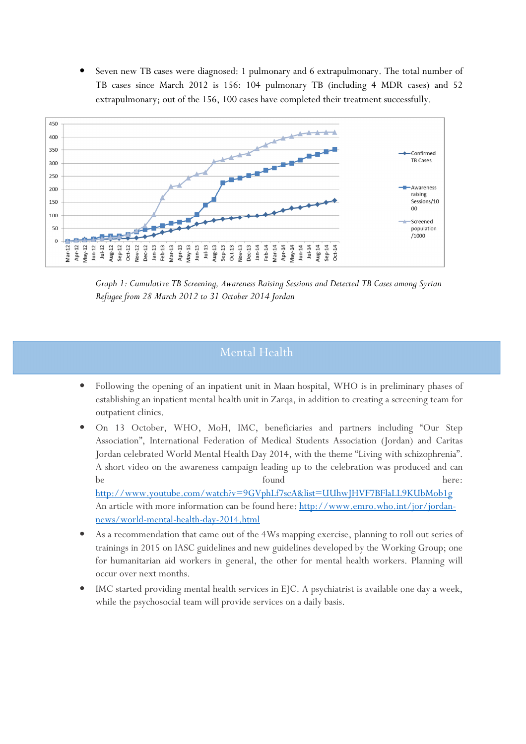- Seven new TB cases were diagnosed: 1 pulmonary and 6 extrapulmonary. The total number of TB cases since March 2012 is 156: 104 pulmonary TB (including 4 MDR cases) and 52 extrapulmonary; out of the 156, 100 cases have completed their treatment successfully.

*Graph 1: Cumulative TB Screening, Awareness Raising Sessions and Detected TB Cases among Syrian Refugee from 28 March 2012 to 31 October 2014 Jordan*

## Mental Health

- Following the opening of an inpatient unit in Maan hospital, WHO is in preliminary phases of establishing an inpatient mental health unit in Zarqa, in addition to creating a screening team for outpatient clinics.
- On 13 October, WHO, MoH, IMC, beneficiaries and partners including "Our Step Association", International Federation of Medical Students Association (Jordan) and Caritas Jordan celebrated World Mental Health Day 2014, with the theme "Living with schizophrenia". A short video on the awareness campaign leading up to the celebration was produced and can be found here: [http://www.youtube.com/watch?v=9GVphLf7scA&list=UUhwJHVF7BFlaLL9KUbMob1g](http://www.youtube.com/watch?v=9GVphLf7scA&list=UUhwJHVF7BFlaLL9KUbMob1g) An article with more information can be found here: [http://www.emro.who.int/jor/jordan-news/world-mental-health-day-2014.html](http://www.emro.who.int/jor/jordan-news/world-mental-health-day-2014.html)
- As a recommendation that came out of the 4Ws mapping exercise, planning to roll out series of trainings in 2015 on IASC guidelines and new guidelines developed by the Working Group; one for humanitarian aid workers in general, the other for mental health workers. Planning will occur over next months.
- IMC started providing mental health services in EJC. A psychiatrist is available one day a week, while the psychosocial team will provide services on a daily basis.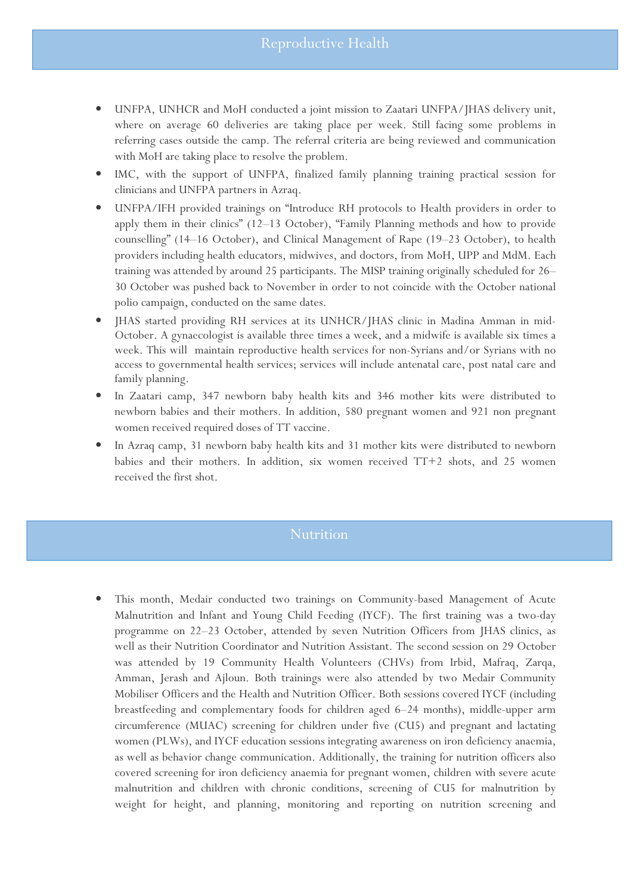## Reproductive Health

- UNFPA, UNHCR and MoH conducted a joint mission to Zaatari UNFPA/JHAS delivery unit, where on average 60 deliveries are taking place per week. Still facing some problems in referring cases outside the camp. The referral criteria are being reviewed and communication with MoH are taking place to resolve the problem.
- IMC, with the support of UNFPA, finalized family planning training practical session for clinicians and UNFPA partners in Azraq.
- UNFPA/IFH provided trainings on "Introduce RH protocols to Health providers in order to apply them in their clinics" (12–13 October), "Family Planning methods and how to provide counselling" (14–16 October), and Clinical Management of Rape (19–23 October), to health providers including health educators, midwives, and doctors, from MoH, UPP and MdM. Each training was attended by around 25 participants. The MISP training originally scheduled for 26–30 October was pushed back to November in order to not coincide with the October national polio campaign, conducted on the same dates.
- JHAS started providing RH services at its UNHCR/JHAS clinic in Madina Amman in mid-October. A gynaecologist is available three times a week, and a midwife is available six times a week. This will maintain reproductive health services for non-Syrians and/or Syrians with no access to governmental health services; services will include antenatal care, post natal care and family planning.
- In Zaatari camp, 347 newborn baby health kits and 346 mother kits were distributed to newborn babies and their mothers. In addition, 580 pregnant women and 921 non pregnant women received required doses of TT vaccine.
- In Azraq camp, 31 newborn baby health kits and 31 mother kits were distributed to newborn babies and their mothers. In addition, six women received TT+2 shots, and 25 women received the first shot.

## Nutrition

- This month, Medair conducted two trainings on Community-based Management of Acute Malnutrition and Infant and Young Child Feeding (IYCF). The first training was a two-day programme on 22–23 October, attended by seven Nutrition Officers from JHAS clinics, as well as their Nutrition Coordinator and Nutrition Assistant. The second session on 29 October was attended by 19 Community Health Volunteers (CHVs) from Irbid, Mafraq, Zarqa, Amman, Jerash and Ajloun. Both trainings were also attended by two Medair Community Mobiliser Officers and the Health and Nutrition Officer. Both sessions covered IYCF (including breastfeeding and complementary foods for children aged 6–24 months), middle-upper arm circumference (MUAC) screening for children under five (CU5) and pregnant and lactating women (PLWs), and IYCF education sessions integrating awareness on iron deficiency anaemia, as well as behavior change communication. Additionally, the training for nutrition officers also covered screening for iron deficiency anaemia for pregnant women, children with severe acute malnutrition and children with chronic conditions, screening of CU5 for malnutrition by weight for height, and planning, monitoring and reporting on nutrition screening and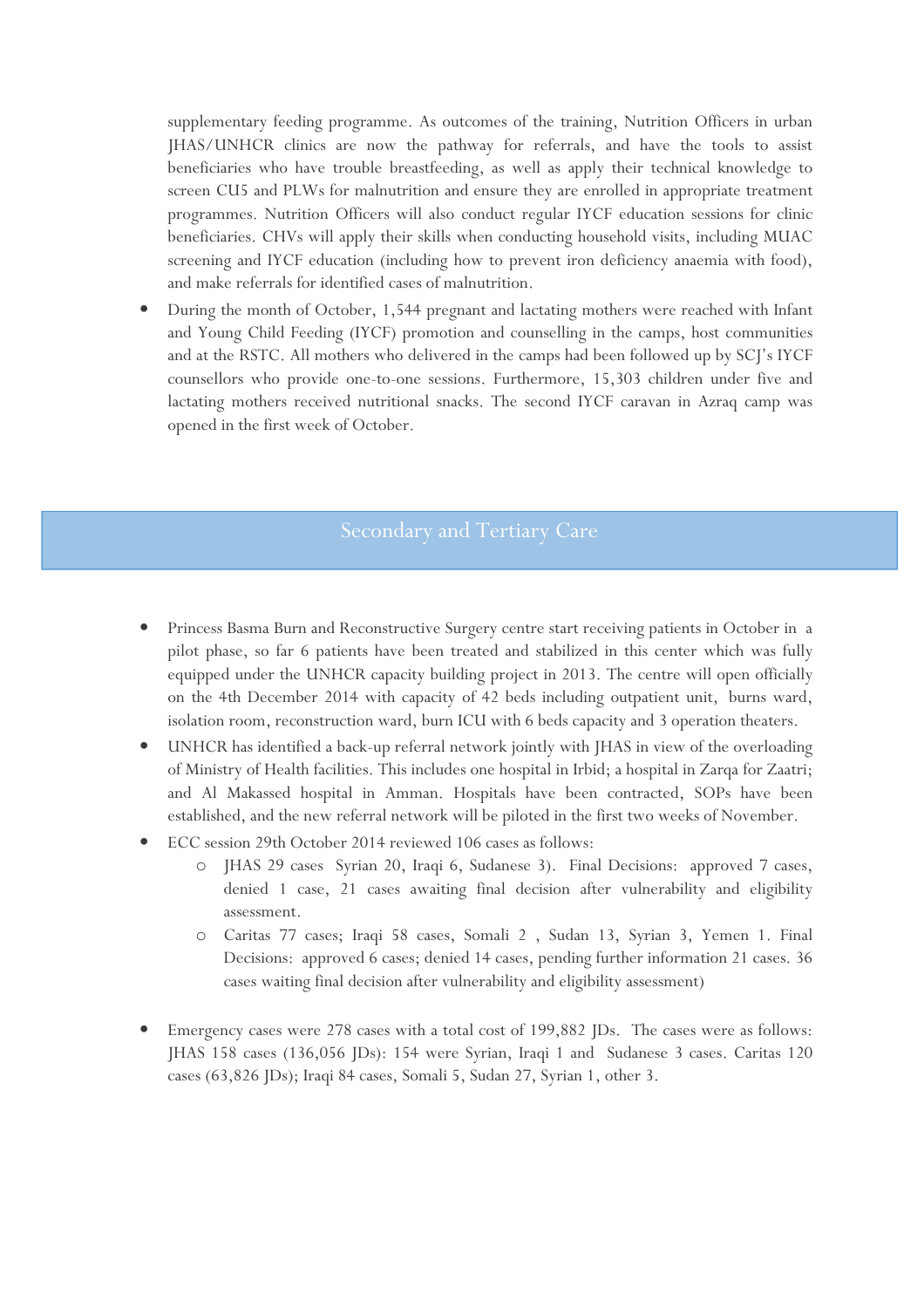supplementary feeding programme. As outcomes of the training, Nutrition Officers in urban JHAS/UNHCR clinics are now the pathway for referrals, and have the tools to assist beneficiaries who have trouble breastfeeding, as well as apply their technical knowledge to screen CU5 and PLWs for malnutrition and ensure they are enrolled in appropriate treatment programmes. Nutrition Officers will also conduct regular IYCF education sessions for clinic beneficiaries. CHVs will apply their skills when conducting household visits, including MUAC screening and IYCF education (including how to prevent iron deficiency anaemia with food), and make referrals for identified cases of malnutrition.

- During the month of October, 1,544 pregnant and lactating mothers were reached with Infant and Young Child Feeding (IYCF) promotion and counselling in the camps, host communities and at the RSTC. All mothers who delivered in the camps had been followed up by SCJ's IYCF counsellors who provide one-to-one sessions. Furthermore, 15,303 children under five and lactating mothers received nutritional snacks. The second IYCF caravan in Azraq camp was opened in the first week of October.

## Secondary and Tertiary Care

- Princess Basma Burn and Reconstructive Surgery centre start receiving patients in October in a pilot phase, so far 6 patients have been treated and stabilized in this center which was fully equipped under the UNHCR capacity building project in 2013. The centre will open officially on the 4th December 2014 with capacity of 42 beds including outpatient unit, burns ward, isolation room, reconstruction ward, burn ICU with 6 beds capacity and 3 operation theaters.
- UNHCR has identified a back-up referral network jointly with JHAS in view of the overloading of Ministry of Health facilities. This includes one hospital in Irbid; a hospital in Zarqa for Zaatri; and Al Makassed hospital in Amman. Hospitals have been contracted, SOPs have been established, and the new referral network will be piloted in the first two weeks of November.
- ECC session 29th October 2014 reviewed 106 cases as follows:
  - JHAS 29 cases Syrian 20, Iraqi 6, Sudanese 3). Final Decisions: approved 7 cases, denied 1 case, 21 cases awaiting final decision after vulnerability and eligibility assessment.
  - Caritas 77 cases; Iraqi 58 cases, Somali 2 , Sudan 13, Syrian 3, Yemen 1. Final Decisions: approved 6 cases; denied 14 cases, pending further information 21 cases. 36 cases waiting final decision after vulnerability and eligibility assessment)

- Emergency cases were 278 cases with a total cost of 199,882 JDs. The cases were as follows: JHAS 158 cases (136,056 JDs): 154 were Syrian, Iraqi 1 and Sudanese 3 cases. Caritas 120 cases (63,826 JDs); Iraqi 84 cases, Somali 5, Sudan 27, Syrian 1, other 3.